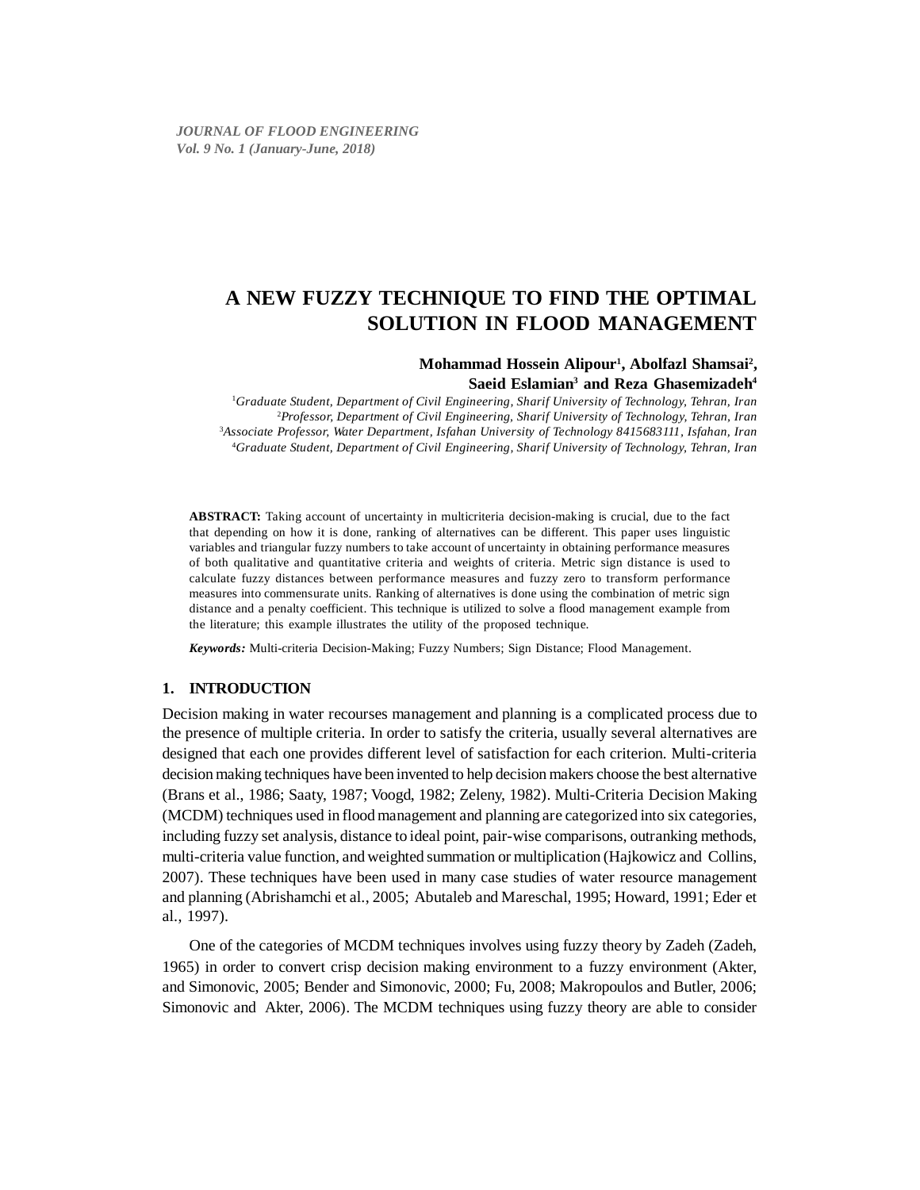# A NEW FUZZY TECHNIQUE TO FIND THE OPTIMAL SOLUTION IN FLOOD MANAGEMENT

**Mohammad Hossein Alipour[1], Abolfazl Shamsai[2], Saeid Eslamian[3] and Reza Ghasemizadeh[4]**

[1]*Graduate Student, Department of Civil Engineering, Sharif University of Technology, Tehran, Iran*
[2]*Professor, Department of Civil Engineering, Sharif University of Technology, Tehran, Iran*
[3]*Associate Professor, Water Department, Isfahan University of Technology 8415683111, Isfahan, Iran*
[4]*Graduate Student, Department of Civil Engineering, Sharif University of Technology, Tehran, Iran*

**ABSTRACT:** Taking account of uncertainty in multicriteria decision-making is crucial, due to the fact that depending on how it is done, ranking of alternatives can be different. This paper uses linguistic variables and triangular fuzzy numbers to take account of uncertainty in obtaining performance measures of both qualitative and quantitative criteria and weights of criteria. Metric sign distance is used to calculate fuzzy distances between performance measures and fuzzy zero to transform performance measures into commensurate units. Ranking of alternatives is done using the combination of metric sign distance and a penalty coefficient. This technique is utilized to solve a flood management example from the literature; this example illustrates the utility of the proposed technique.

***Keywords:*** Multi-criteria Decision-Making; Fuzzy Numbers; Sign Distance; Flood Management.

## 1. INTRODUCTION

Decision making in water recourses management and planning is a complicated process due to the presence of multiple criteria. In order to satisfy the criteria, usually several alternatives are designed that each one provides different level of satisfaction for each criterion. Multi-criteria decision making techniques have been invented to help decision makers choose the best alternative (Brans et al., 1986; Saaty, 1987; Voogd, 1982; Zeleny, 1982). Multi-Criteria Decision Making (MCDM) techniques used in flood management and planning are categorized into six categories, including fuzzy set analysis, distance to ideal point, pair-wise comparisons, outranking methods, multi-criteria value function, and weighted summation or multiplication (Hajkowicz and Collins, 2007). These techniques have been used in many case studies of water resource management and planning (Abrishamchi et al., 2005; Abutaleb and Mareschal, 1995; Howard, 1991; Eder et al., 1997).

One of the categories of MCDM techniques involves using fuzzy theory by Zadeh (Zadeh, 1965) in order to convert crisp decision making environment to a fuzzy environment (Akter, and Simonovic, 2005; Bender and Simonovic, 2000; Fu, 2008; Makropoulos and Butler, 2006; Simonovic and Akter, 2006). The MCDM techniques using fuzzy theory are able to consider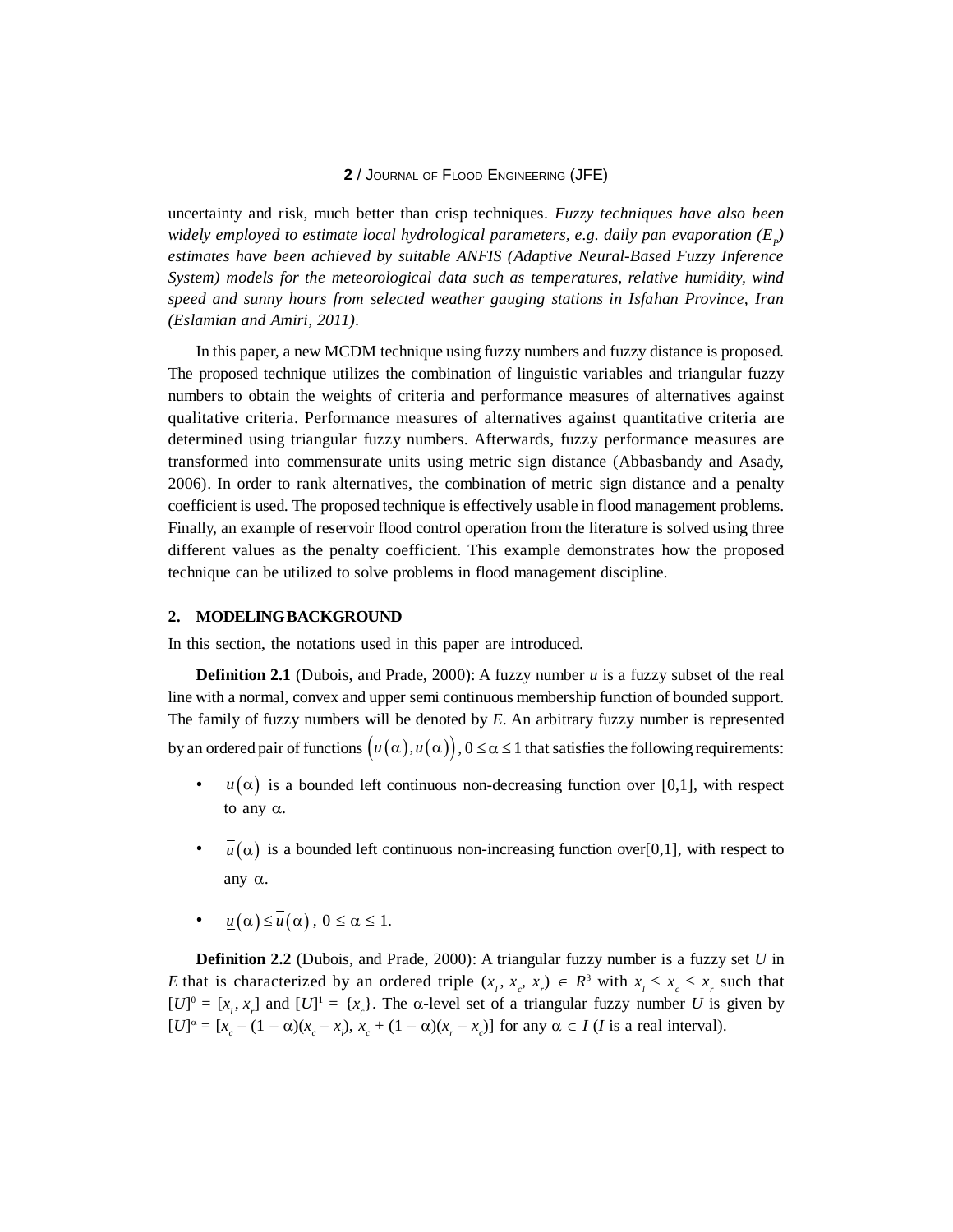uncertainty and risk, much better than crisp techniques. *Fuzzy techniques have also been widely employed to estimate local hydrological parameters, e.g. daily pan evaporation ($E_p$) estimates have been achieved by suitable ANFIS (Adaptive Neural-Based Fuzzy Inference System) models for the meteorological data such as temperatures, relative humidity, wind speed and sunny hours from selected weather gauging stations in Isfahan Province, Iran (Eslamian and Amiri, 2011).*

In this paper, a new MCDM technique using fuzzy numbers and fuzzy distance is proposed. The proposed technique utilizes the combination of linguistic variables and triangular fuzzy numbers to obtain the weights of criteria and performance measures of alternatives against qualitative criteria. Performance measures of alternatives against quantitative criteria are determined using triangular fuzzy numbers. Afterwards, fuzzy performance measures are transformed into commensurate units using metric sign distance (Abbasbandy and Asady, 2006). In order to rank alternatives, the combination of metric sign distance and a penalty coefficient is used. The proposed technique is effectively usable in flood management problems. Finally, an example of reservoir flood control operation from the literature is solved using three different values as the penalty coefficient. This example demonstrates how the proposed technique can be utilized to solve problems in flood management discipline.

## 2. MODELING BACKGROUND

In this section, the notations used in this paper are introduced.

**Definition 2.1** (Dubois, and Prade, 2000): A fuzzy number $u$ is a fuzzy subset of the real line with a normal, convex and upper semi continuous membership function of bounded support. The family of fuzzy numbers will be denoted by $E$. An arbitrary fuzzy number is represented by an ordered pair of functions $\left(\underline{u}(\alpha), \overline{u}(\alpha)\right)$, $0 \le \alpha \le 1$ that satisfies the following requirements:

- $\underline{u}(\alpha)$ is a bounded left continuous non-decreasing function over [0,1], with respect to any $\alpha$.
- $\overline{u}(\alpha)$ is a bounded left continuous non-increasing function over[0,1], with respect to any $\alpha$.
- $\underline{u}(\alpha) \le \overline{u}(\alpha)$, $0 \le \alpha \le 1$.

**Definition 2.2** (Dubois, and Prade, 2000): A triangular fuzzy number is a fuzzy set $U$ in $E$ that is characterized by an ordered triple $(x_l, x_c, x_r) \in R^3$ with $x_l \le x_c \le x_r$ such that $[U]^0 = [x_l, x_r]$ and $[U]^1 = \{x_c\}$. The $\alpha$-level set of a triangular fuzzy number $U$ is given by $[U]^\alpha = [x_c - (1 - \alpha)(x_c - x_l), x_c + (1 - \alpha)(x_r - x_c)]$ for any $\alpha \in I$ ($I$ is a real interval).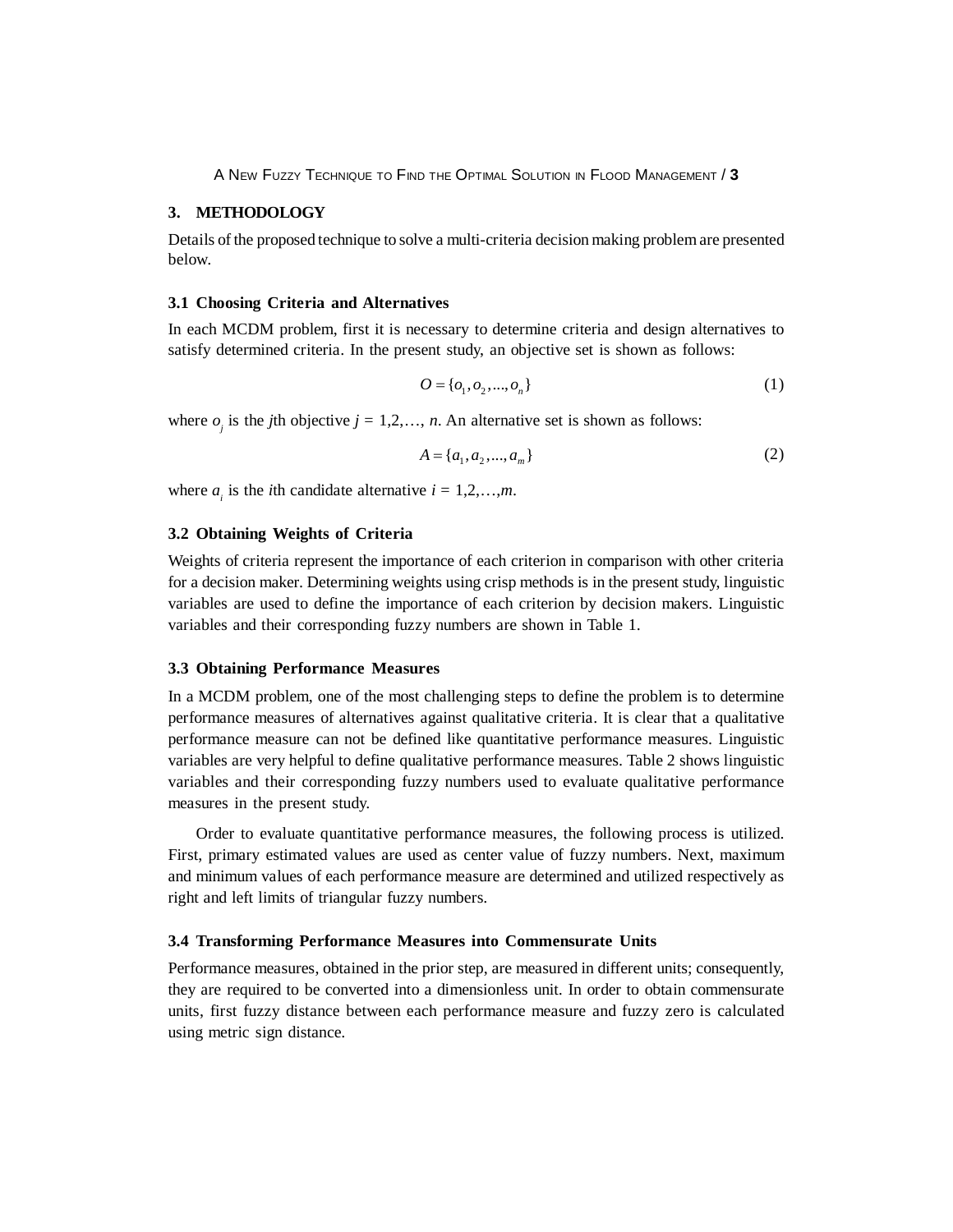## 3. METHODOLOGY

Details of the proposed technique to solve a multi-criteria decision making problem are presented below.

### 3.1 Choosing Criteria and Alternatives

In each MCDM problem, first it is necessary to determine criteria and design alternatives to satisfy determined criteria. In the present study, an objective set is shown as follows:

$$O = \{o_1, o_2, ..., o_n\} \tag{1}$$

where $o_j$ is the *j*th objective $j = 1,2,\ldots, n$. An alternative set is shown as follows:

$$A = \{a_1, a_2, ..., a_m\} \tag{2}$$

where $a_i$ is the *i*th candidate alternative $i = 1,2,\ldots,m$.

### 3.2 Obtaining Weights of Criteria

Weights of criteria represent the importance of each criterion in comparison with other criteria for a decision maker. Determining weights using crisp methods is in the present study, linguistic variables are used to define the importance of each criterion by decision makers. Linguistic variables and their corresponding fuzzy numbers are shown in Table 1.

### 3.3 Obtaining Performance Measures

In a MCDM problem, one of the most challenging steps to define the problem is to determine performance measures of alternatives against qualitative criteria. It is clear that a qualitative performance measure can not be defined like quantitative performance measures. Linguistic variables are very helpful to define qualitative performance measures. Table 2 shows linguistic variables and their corresponding fuzzy numbers used to evaluate qualitative performance measures in the present study.

Order to evaluate quantitative performance measures, the following process is utilized. First, primary estimated values are used as center value of fuzzy numbers. Next, maximum and minimum values of each performance measure are determined and utilized respectively as right and left limits of triangular fuzzy numbers.

### 3.4 Transforming Performance Measures into Commensurate Units

Performance measures, obtained in the prior step, are measured in different units; consequently, they are required to be converted into a dimensionless unit. In order to obtain commensurate units, first fuzzy distance between each performance measure and fuzzy zero is calculated using metric sign distance.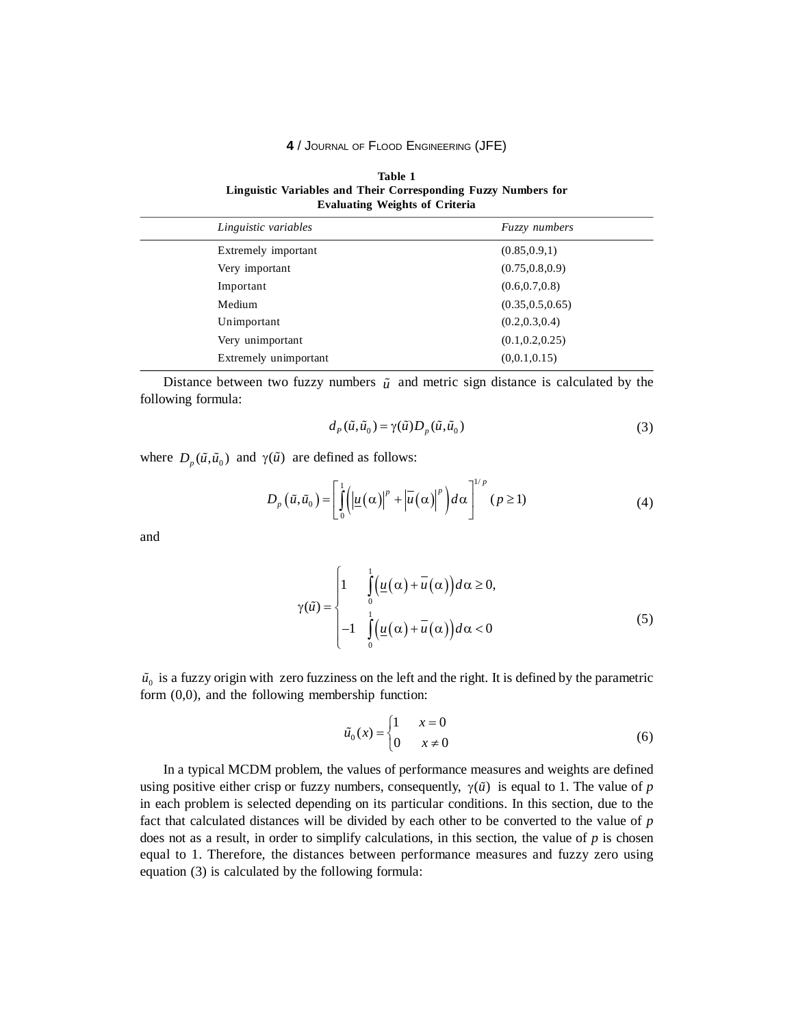**Table 1**
**Linguistic Variables and Their Corresponding Fuzzy Numbers for Evaluating Weights of Criteria**

| *Linguistic variables* | *Fuzzy numbers* |
|---|---|
| Extremely important | (0.85,0.9,1) |
| Very important | (0.75,0.8,0.9) |
| Important | (0.6,0.7,0.8) |
| Medium | (0.35,0.5,0.65) |
| Unimportant | (0.2,0.3,0.4) |
| Very unimportant | (0.1,0.2,0.25) |
| Extremely unimportant | (0,0.1,0.15) |

Distance between two fuzzy numbers $\tilde{u}$ and metric sign distance is calculated by the following formula:

$$d_P(\tilde{u},\tilde{u}_0) = \gamma(\tilde{u}) D_p(\tilde{u},\tilde{u}_0) \tag{3}$$

where $D_p(\tilde{u},\tilde{u}_0)$ and $\gamma(\tilde{u})$ are defined as follows:

$$D_p(\tilde{u},\tilde{u}_0) = \left[ \int_0^1 \left( \left| \underline{u}(\alpha) \right|^p + \left| \overline{u}(\alpha) \right|^p \right) d\alpha \right]^{1/p} \quad (p \geq 1) \tag{4}$$

and

$$\gamma(\tilde{u}) = \begin{cases} 1 & \int_0^1 \left( \underline{u}(\alpha) + \overline{u}(\alpha) \right) d\alpha \geq 0, \\ -1 & \int_0^1 \left( \underline{u}(\alpha) + \overline{u}(\alpha) \right) d\alpha < 0 \end{cases} \tag{5}$$

$\tilde{u}_0$ is a fuzzy origin with zero fuzziness on the left and the right. It is defined by the parametric form (0,0), and the following membership function:

$$\tilde{u}_0(x) = \begin{cases} 1 & x = 0 \\ 0 & x \neq 0 \end{cases} \tag{6}$$

In a typical MCDM problem, the values of performance measures and weights are defined using positive either crisp or fuzzy numbers, consequently, $\gamma(\tilde{u})$ is equal to 1. The value of *p* in each problem is selected depending on its particular conditions. In this section, due to the fact that calculated distances will be divided by each other to be converted to the value of *p* does not as a result, in order to simplify calculations, in this section, the value of *p* is chosen equal to 1. Therefore, the distances between performance measures and fuzzy zero using equation (3) is calculated by the following formula: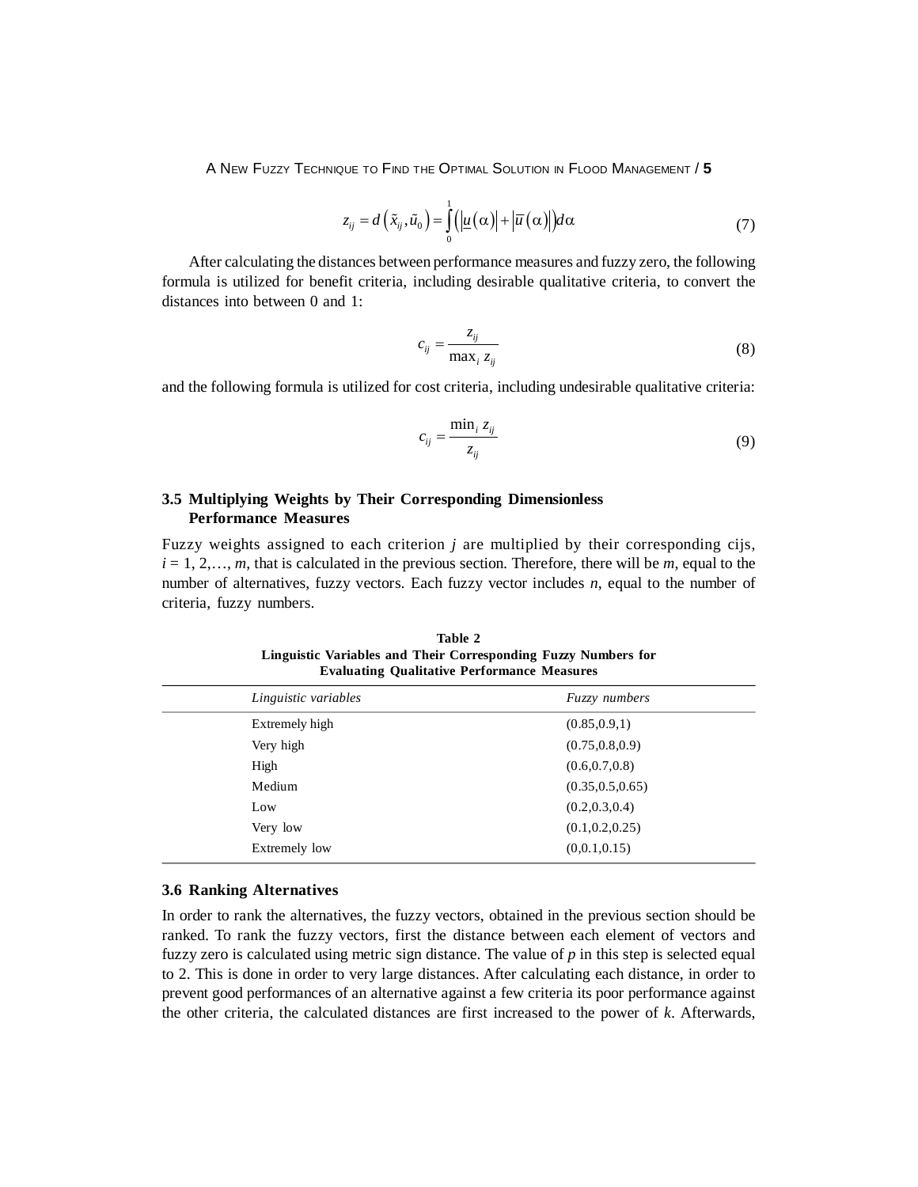$$z_{ij} = d\left(\tilde{x}_{ij}, \tilde{u}_0\right) = \int_0^1 \left(\left|\underline{u}(\alpha)\right| + \left|\overline{u}(\alpha)\right|\right) d\alpha \tag{7}$$

After calculating the distances between performance measures and fuzzy zero, the following formula is utilized for benefit criteria, including desirable qualitative criteria, to convert the distances into between 0 and 1:

$$c_{ij} = \frac{z_{ij}}{\max_i z_{ij}} \tag{8}$$

and the following formula is utilized for cost criteria, including undesirable qualitative criteria:

$$c_{ij} = \frac{\min_i z_{ij}}{z_{ij}} \tag{9}$$

### 3.5 Multiplying Weights by Their Corresponding Dimensionless Performance Measures

Fuzzy weights assigned to each criterion *j* are multiplied by their corresponding cijs, $i = 1, 2, \ldots, m$, that is calculated in the previous section. Therefore, there will be *m*, equal to the number of alternatives, fuzzy vectors. Each fuzzy vector includes *n*, equal to the number of criteria, fuzzy numbers.

**Table 2**
**Linguistic Variables and Their Corresponding Fuzzy Numbers for Evaluating Qualitative Performance Measures**

| *Linguistic variables* | *Fuzzy numbers* |
|---|---|
| Extremely high | (0.85,0.9,1) |
| Very high | (0.75,0.8,0.9) |
| High | (0.6,0.7,0.8) |
| Medium | (0.35,0.5,0.65) |
| Low | (0.2,0.3,0.4) |
| Very low | (0.1,0.2,0.25) |
| Extremely low | (0,0.1,0.15) |

### 3.6 Ranking Alternatives

In order to rank the alternatives, the fuzzy vectors, obtained in the previous section should be ranked. To rank the fuzzy vectors, first the distance between each element of vectors and fuzzy zero is calculated using metric sign distance. The value of *p* in this step is selected equal to 2. This is done in order to very large distances. After calculating each distance, in order to prevent good performances of an alternative against a few criteria its poor performance against the other criteria, the calculated distances are first increased to the power of *k*. Afterwards,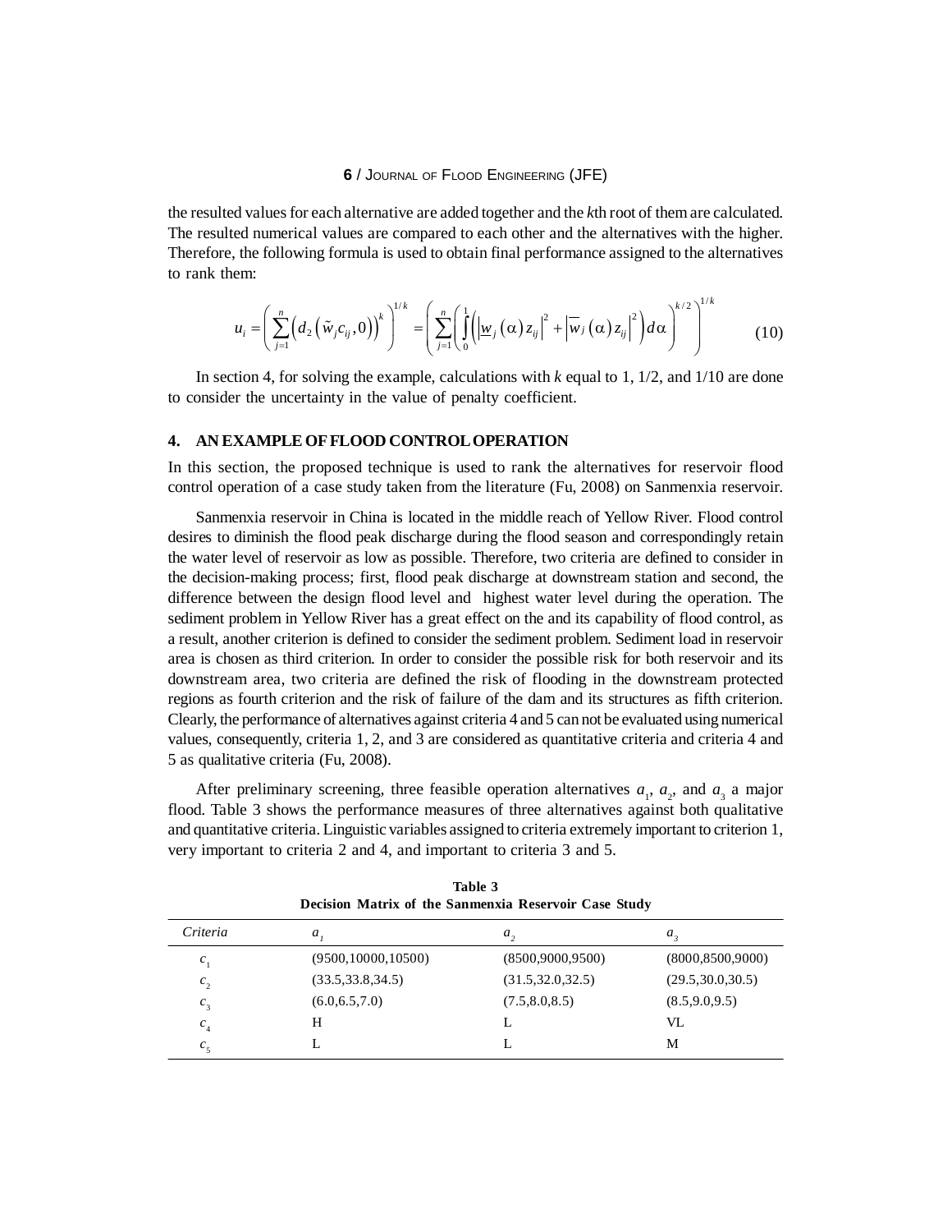the resulted values for each alternative are added together and the *k*th root of them are calculated. The resulted numerical values are compared to each other and the alternatives with the higher. Therefore, the following formula is used to obtain final performance assigned to the alternatives to rank them:

$$u_i = \left( \sum_{j=1}^{n} \left( d_2 \left( \tilde{w}_j c_{ij}, 0 \right) \right)^k \right)^{1/k} = \left( \sum_{j=1}^{n} \left( \int_0^1 \left( \left| \underline{w}_j (\alpha) z_{ij} \right|^2 + \left| \overline{w}_j (\alpha) z_{ij} \right|^2 \right) d\alpha \right)^{k/2} \right)^{1/k} \tag{10}$$

In section 4, for solving the example, calculations with *k* equal to 1, 1/2, and 1/10 are done to consider the uncertainty in the value of penalty coefficient.

## 4. AN EXAMPLE OF FLOOD CONTROL OPERATION

In this section, the proposed technique is used to rank the alternatives for reservoir flood control operation of a case study taken from the literature (Fu, 2008) on Sanmenxia reservoir.

Sanmenxia reservoir in China is located in the middle reach of Yellow River. Flood control desires to diminish the flood peak discharge during the flood season and correspondingly retain the water level of reservoir as low as possible. Therefore, two criteria are defined to consider in the decision-making process; first, flood peak discharge at downstream station and second, the difference between the design flood level and highest water level during the operation. The sediment problem in Yellow River has a great effect on the and its capability of flood control, as a result, another criterion is defined to consider the sediment problem. Sediment load in reservoir area is chosen as third criterion. In order to consider the possible risk for both reservoir and its downstream area, two criteria are defined the risk of flooding in the downstream protected regions as fourth criterion and the risk of failure of the dam and its structures as fifth criterion. Clearly, the performance of alternatives against criteria 4 and 5 can not be evaluated using numerical values, consequently, criteria 1, 2, and 3 are considered as quantitative criteria and criteria 4 and 5 as qualitative criteria (Fu, 2008).

After preliminary screening, three feasible operation alternatives $a_1$, $a_2$, and $a_3$ a major flood. Table 3 shows the performance measures of three alternatives against both qualitative and quantitative criteria. Linguistic variables assigned to criteria extremely important to criterion 1, very important to criteria 2 and 4, and important to criteria 3 and 5.

**Table 3**
**Decision Matrix of the Sanmenxia Reservoir Case Study**

| *Criteria* | $a_1$ | $a_2$ | $a_3$ |
|---|---|---|---|
| $c_1$ | (9500,10000,10500) | (8500,9000,9500) | (8000,8500,9000) |
| $c_2$ | (33.5,33.8,34.5) | (31.5,32.0,32.5) | (29.5,30.0,30.5) |
| $c_3$ | (6.0,6.5,7.0) | (7.5,8.0,8.5) | (8.5,9.0,9.5) |
| $c_4$ | H | L | VL |
| $c_5$ | L | L | M |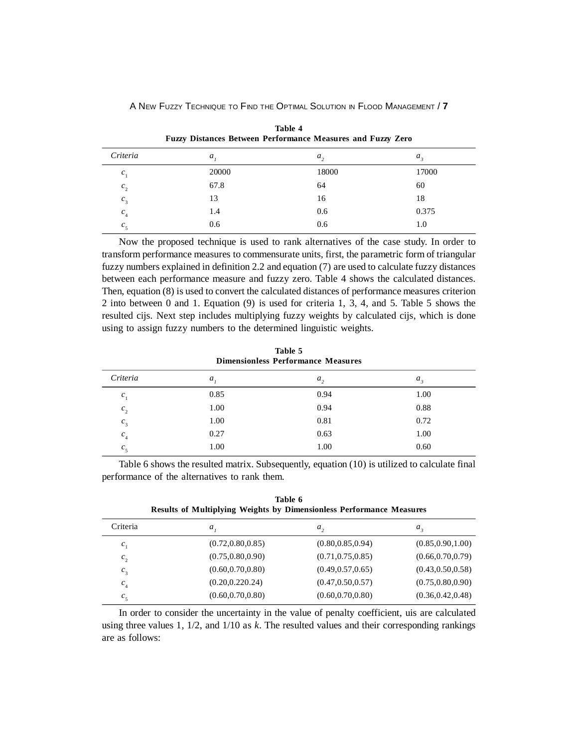**Table 4**
**Fuzzy Distances Between Performance Measures and Fuzzy Zero**

| *Criteria* | $a_1$ | $a_2$ | $a_3$ |
|---|---|---|---|
| $c_1$ | 20000 | 18000 | 17000 |
| $c_2$ | 67.8 | 64 | 60 |
| $c_3$ | 13 | 16 | 18 |
| $c_4$ | 1.4 | 0.6 | 0.375 |
| $c_5$ | 0.6 | 0.6 | 1.0 |

Now the proposed technique is used to rank alternatives of the case study. In order to transform performance measures to commensurate units, first, the parametric form of triangular fuzzy numbers explained in definition 2.2 and equation (7) are used to calculate fuzzy distances between each performance measure and fuzzy zero. Table 4 shows the calculated distances. Then, equation (8) is used to convert the calculated distances of performance measures criterion 2 into between 0 and 1. Equation (9) is used for criteria 1, 3, 4, and 5. Table 5 shows the resulted cijs. Next step includes multiplying fuzzy weights by calculated cijs, which is done using to assign fuzzy numbers to the determined linguistic weights.

**Table 5**
**Dimensionless Performance Measures**

| *Criteria* | $a_1$ | $a_2$ | $a_3$ |
|---|---|---|---|
| $c_1$ | 0.85 | 0.94 | 1.00 |
| $c_2$ | 1.00 | 0.94 | 0.88 |
| $c_3$ | 1.00 | 0.81 | 0.72 |
| $c_4$ | 0.27 | 0.63 | 1.00 |
| $c_5$ | 1.00 | 1.00 | 0.60 |

Table 6 shows the resulted matrix. Subsequently, equation (10) is utilized to calculate final performance of the alternatives to rank them.

**Table 6**
**Results of Multiplying Weights by Dimensionless Performance Measures**

| Criteria | $a_1$ | $a_2$ | $a_3$ |
|---|---|---|---|
| $c_1$ | (0.72,0.80,0.85) | (0.80,0.85,0.94) | (0.85,0.90,1.00) |
| $c_2$ | (0.75,0.80,0.90) | (0.71,0.75,0.85) | (0.66,0.70,0.79) |
| $c_3$ | (0.60,0.70,0.80) | (0.49,0.57,0.65) | (0.43,0.50,0.58) |
| $c_4$ | (0.20,0.220.24) | (0.47,0.50,0.57) | (0.75,0.80,0.90) |
| $c_5$ | (0.60,0.70,0.80) | (0.60,0.70,0.80) | (0.36,0.42,0.48) |

In order to consider the uncertainty in the value of penalty coefficient, uis are calculated using three values 1, 1/2, and 1/10 as $k$. The resulted values and their corresponding rankings are as follows: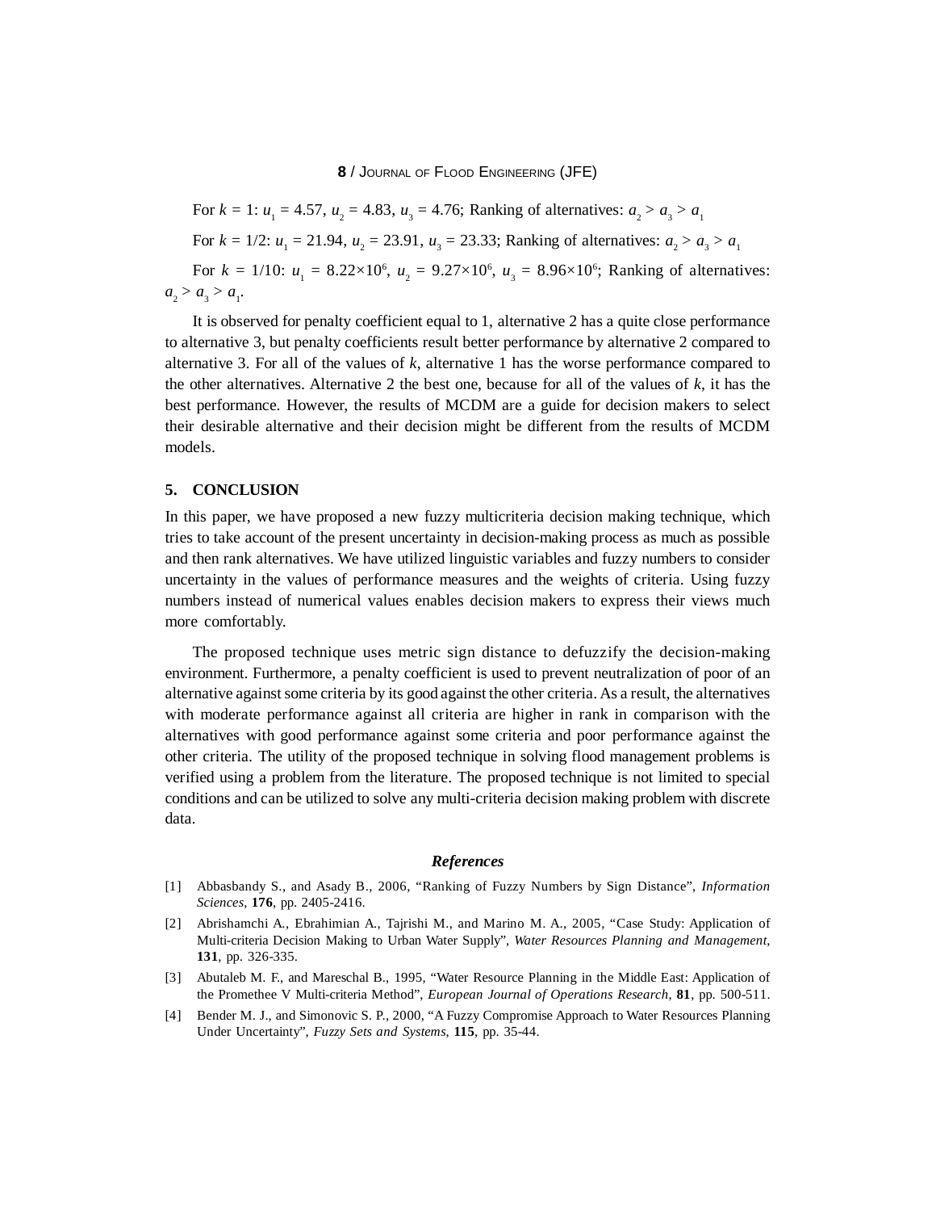For $k = 1$: $u_1 = 4.57$, $u_2 = 4.83$, $u_3 = 4.76$; Ranking of alternatives: $a_2 > a_3 > a_1$

For $k = 1/2$: $u_1 = 21.94$, $u_2 = 23.91$, $u_3 = 23.33$; Ranking of alternatives: $a_2 > a_3 > a_1$

For $k = 1/10$: $u_1 = 8.22 \times 10^6$, $u_2 = 9.27 \times 10^6$, $u_3 = 8.96 \times 10^6$; Ranking of alternatives: $a_2 > a_3 > a_1$.

It is observed for penalty coefficient equal to 1, alternative 2 has a quite close performance to alternative 3, but penalty coefficients result better performance by alternative 2 compared to alternative 3. For all of the values of $k$, alternative 1 has the worse performance compared to the other alternatives. Alternative 2 the best one, because for all of the values of $k$, it has the best performance. However, the results of MCDM are a guide for decision makers to select their desirable alternative and their decision might be different from the results of MCDM models.

## 5. CONCLUSION

In this paper, we have proposed a new fuzzy multicriteria decision making technique, which tries to take account of the present uncertainty in decision-making process as much as possible and then rank alternatives. We have utilized linguistic variables and fuzzy numbers to consider uncertainty in the values of performance measures and the weights of criteria. Using fuzzy numbers instead of numerical values enables decision makers to express their views much more comfortably.

The proposed technique uses metric sign distance to defuzzify the decision-making environment. Furthermore, a penalty coefficient is used to prevent neutralization of poor of an alternative against some criteria by its good against the other criteria. As a result, the alternatives with moderate performance against all criteria are higher in rank in comparison with the alternatives with good performance against some criteria and poor performance against the other criteria. The utility of the proposed technique in solving flood management problems is verified using a problem from the literature. The proposed technique is not limited to special conditions and can be utilized to solve any multi-criteria decision making problem with discrete data.

### *References*

[1] Abbasbandy S., and Asady B., 2006, "Ranking of Fuzzy Numbers by Sign Distance", *Information Sciences*, **176**, pp. 2405-2416.

[2] Abrishamchi A., Ebrahimian A., Tajrishi M., and Marino M. A., 2005, "Case Study: Application of Multi-criteria Decision Making to Urban Water Supply", *Water Resources Planning and Management*, **131**, pp. 326-335.

[3] Abutaleb M. F., and Mareschal B., 1995, "Water Resource Planning in the Middle East: Application of the Promethee V Multi-criteria Method", *European Journal of Operations Research*, **81**, pp. 500-511.

[4] Bender M. J., and Simonovic S. P., 2000, "A Fuzzy Compromise Approach to Water Resources Planning Under Uncertainty", *Fuzzy Sets and Systems*, **115**, pp. 35-44.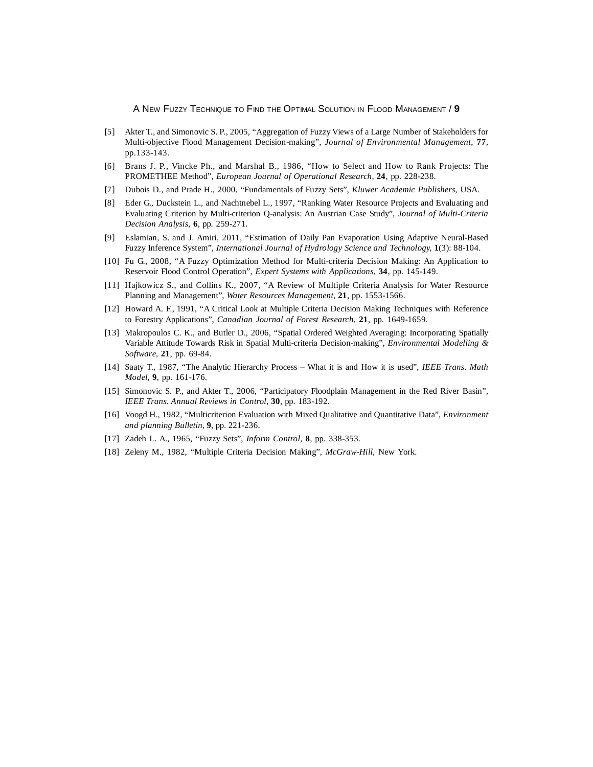[5] Akter T., and Simonovic S. P., 2005, “Aggregation of Fuzzy Views of a Large Number of Stakeholders for Multi-objective Flood Management Decision-making”, *Journal of Environmental Management*, **77**, pp.133-143.

[6] Brans J. P., Vincke Ph., and Marshal B., 1986, “How to Select and How to Rank Projects: The PROMETHEE Method”, *European Journal of Operational Research*, **24**, pp. 228-238.

[7] Dubois D., and Prade H., 2000, “Fundamentals of Fuzzy Sets”, *Kluwer Academic Publishers*, USA.

[8] Eder G., Duckstein L., and Nachtnebel L., 1997, “Ranking Water Resource Projects and Evaluating and Evaluating Criterion by Multi-criterion Q-analysis: An Austrian Case Study”, *Journal of Multi-Criteria Decision Analysis*, **6**, pp. 259-271.

[9] Eslamian, S. and J. Amiri, 2011, “Estimation of Daily Pan Evaporation Using Adaptive Neural-Based Fuzzy Inference System”, *International Journal of Hydrology Science and Technology*, **1**(3): 88-104.

[10] Fu G., 2008, “A Fuzzy Optimization Method for Multi-criteria Decision Making: An Application to Reservoir Flood Control Operation”, *Expert Systems with Applications*, **34**, pp. 145-149.

[11] Hajkowicz S., and Collins K., 2007, “A Review of Multiple Criteria Analysis for Water Resource Planning and Management”, *Water Resources Management*, **21**, pp. 1553-1566.

[12] Howard A. F., 1991, “A Critical Look at Multiple Criteria Decision Making Techniques with Reference to Forestry Applications”, *Canadian Journal of Forest Research*, **21**, pp. 1649-1659.

[13] Makropoulos C. K., and Butler D., 2006, “Spatial Ordered Weighted Averaging: Incorporating Spatially Variable Attitude Towards Risk in Spatial Multi-criteria Decision-making”, *Environmental Modelling & Software*, **21**, pp. 69-84.

[14] Saaty T., 1987, “The Analytic Hierarchy Process – What it is and How it is used”, *IEEE Trans. Math Model*, **9**, pp. 161-176.

[15] Simonovic S. P., and Akter T., 2006, “Participatory Floodplain Management in the Red River Basin”, *IEEE Trans. Annual Reviews in Control*, **30**, pp. 183-192.

[16] Voogd H., 1982, “Multicriterion Evaluation with Mixed Qualitative and Quantitative Data”, *Environment and planning Bulletin*, **9**, pp. 221-236.

[17] Zadeh L. A., 1965, “Fuzzy Sets”, *Inform Control*, **8**, pp. 338-353.

[18] Zeleny M., 1982, “Multiple Criteria Decision Making”, *McGraw-Hill*, New York.